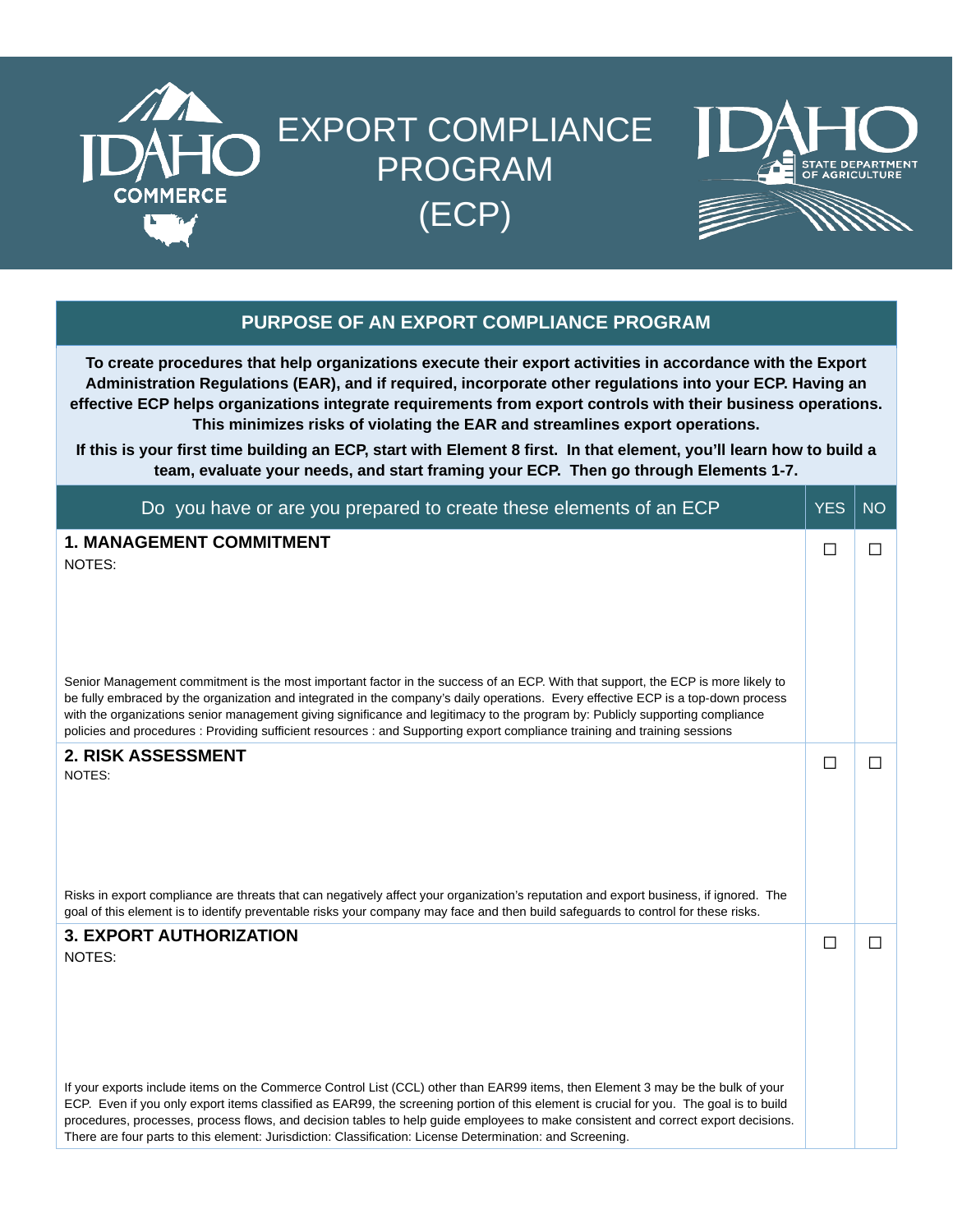# EXPORT COMPLIANCE PROGRAM (ECP)

## PURPOSE OF AN EXPORT COMPLIANCE PROGRAM

**To create procedures that help organizations execute their export activities in accordance with the Export Administration Regulations (EAR), and if required, incorporate other regulations into your ECP. Having an effective ECP helps organizations integrate requirements from export controls with their business operations. This minimizes risks of violating the EAR and streamlines export operations.**

**If this is your first time building an ECP, start with Element 8 first. In that element, you'll learn how to build a team, evaluate your needs, and start framing your ECP. Then go through Elements 1-7.**

| Do you have or are you prepared to create these elements of an ECP | YES | NO |
| --- | --- | --- |
| **1. MANAGEMENT COMMITMENT**<br>NOTES:<br><br>Senior Management commitment is the most important factor in the success of an ECP. With that support, the ECP is more likely to be fully embraced by the organization and integrated in the company's daily operations. Every effective ECP is a top-down process with the organizations senior management giving significance and legitimacy to the program by: Publicly supporting compliance policies and procedures : Providing sufficient resources : and Supporting export compliance training and training sessions | ☐ | ☐ |
| **2. RISK ASSESSMENT**<br>NOTES:<br><br>Risks in export compliance are threats that can negatively affect your organization's reputation and export business, if ignored. The goal of this element is to identify preventable risks your company may face and then build safeguards to control for these risks. | ☐ | ☐ |
| **3. EXPORT AUTHORIZATION**<br>NOTES:<br><br>If your exports include items on the Commerce Control List (CCL) other than EAR99 items, then Element 3 may be the bulk of your ECP. Even if you only export items classified as EAR99, the screening portion of this element is crucial for you. The goal is to build procedures, processes, process flows, and decision tables to help guide employees to make consistent and correct export decisions. There are four parts to this element: Jurisdiction: Classification: License Determination: and Screening. | ☐ | ☐ |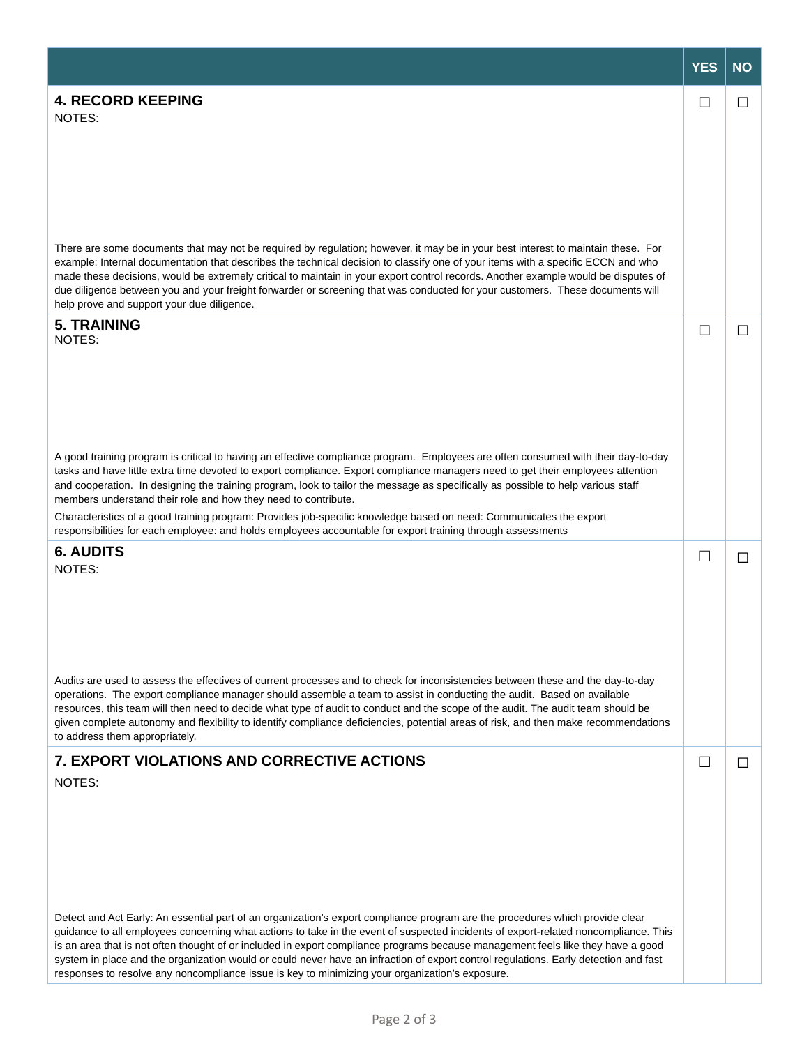| | YES | NO |
|---|---|---|
| **4. RECORD KEEPING**<br>NOTES:<br><br>There are some documents that may not be required by regulation; however, it may be in your best interest to maintain these. For example: Internal documentation that describes the technical decision to classify one of your items with a specific ECCN and who made these decisions, would be extremely critical to maintain in your export control records. Another example would be disputes of due diligence between you and your freight forwarder or screening that was conducted for your customers. These documents will help prove and support your due diligence. | ☐ | ☐ |
| **5. TRAINING**<br>NOTES:<br><br>A good training program is critical to having an effective compliance program. Employees are often consumed with their day-to-day tasks and have little extra time devoted to export compliance. Export compliance managers need to get their employees attention and cooperation. In designing the training program, look to tailor the message as specifically as possible to help various staff members understand their role and how they need to contribute.<br>Characteristics of a good training program: Provides job-specific knowledge based on need: Communicates the export responsibilities for each employee: and holds employees accountable for export training through assessments | ☐ | ☐ |
| **6. AUDITS**<br>NOTES:<br><br>Audits are used to assess the effectives of current processes and to check for inconsistencies between these and the day-to-day operations. The export compliance manager should assemble a team to assist in conducting the audit. Based on available resources, this team will then need to decide what type of audit to conduct and the scope of the audit. The audit team should be given complete autonomy and flexibility to identify compliance deficiencies, potential areas of risk, and then make recommendations to address them appropriately. | ☐ | ☐ |
| **7. EXPORT VIOLATIONS AND CORRECTIVE ACTIONS**<br>NOTES:<br><br>Detect and Act Early: An essential part of an organization's export compliance program are the procedures which provide clear guidance to all employees concerning what actions to take in the event of suspected incidents of export-related noncompliance. This is an area that is not often thought of or included in export compliance programs because management feels like they have a good system in place and the organization would or could never have an infraction of export control regulations. Early detection and fast responses to resolve any noncompliance issue is key to minimizing your organization's exposure. | ☐ | ☐ |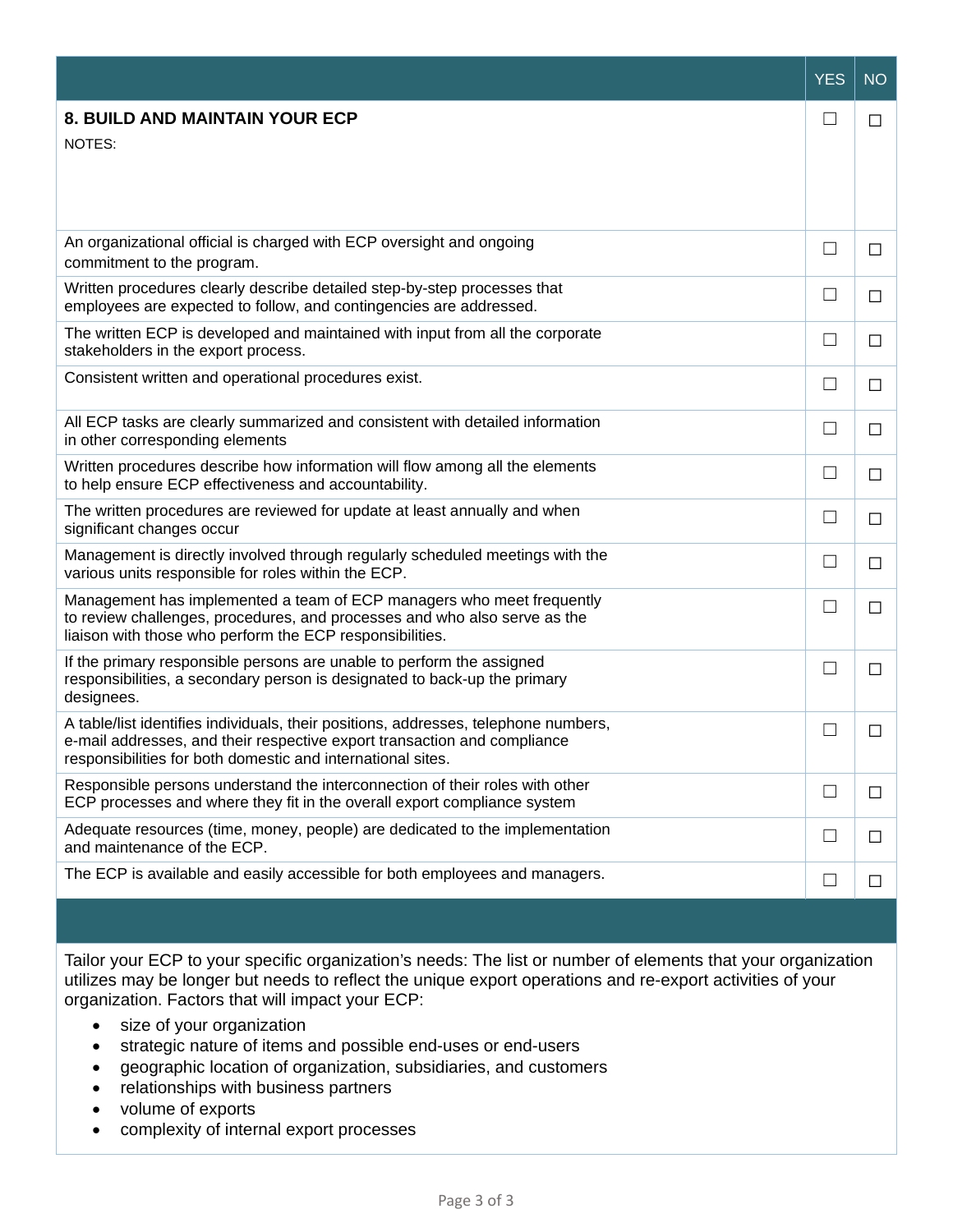| | YES | NO |
|---|---|---|
| **8. BUILD AND MAINTAIN YOUR ECP**<br>NOTES: | ☐ | ☐ |
| An organizational official is charged with ECP oversight and ongoing commitment to the program. | ☐ | ☐ |
| Written procedures clearly describe detailed step-by-step processes that employees are expected to follow, and contingencies are addressed. | ☐ | ☐ |
| The written ECP is developed and maintained with input from all the corporate stakeholders in the export process. | ☐ | ☐ |
| Consistent written and operational procedures exist. | ☐ | ☐ |
| All ECP tasks are clearly summarized and consistent with detailed information in other corresponding elements | ☐ | ☐ |
| Written procedures describe how information will flow among all the elements to help ensure ECP effectiveness and accountability. | ☐ | ☐ |
| The written procedures are reviewed for update at least annually and when significant changes occur | ☐ | ☐ |
| Management is directly involved through regularly scheduled meetings with the various units responsible for roles within the ECP. | ☐ | ☐ |
| Management has implemented a team of ECP managers who meet frequently to review challenges, procedures, and processes and who also serve as the liaison with those who perform the ECP responsibilities. | ☐ | ☐ |
| If the primary responsible persons are unable to perform the assigned responsibilities, a secondary person is designated to back-up the primary designees. | ☐ | ☐ |
| A table/list identifies individuals, their positions, addresses, telephone numbers, e-mail addresses, and their respective export transaction and compliance responsibilities for both domestic and international sites. | ☐ | ☐ |
| Responsible persons understand the interconnection of their roles with other ECP processes and where they fit in the overall export compliance system | ☐ | ☐ |
| Adequate resources (time, money, people) are dedicated to the implementation and maintenance of the ECP. | ☐ | ☐ |
| The ECP is available and easily accessible for both employees and managers. | ☐ | ☐ |

Tailor your ECP to your specific organization's needs: The list or number of elements that your organization utilizes may be longer but needs to reflect the unique export operations and re-export activities of your organization. Factors that will impact your ECP:

- size of your organization
- strategic nature of items and possible end-uses or end-users
- geographic location of organization, subsidiaries, and customers
- relationships with business partners
- volume of exports
- complexity of internal export processes